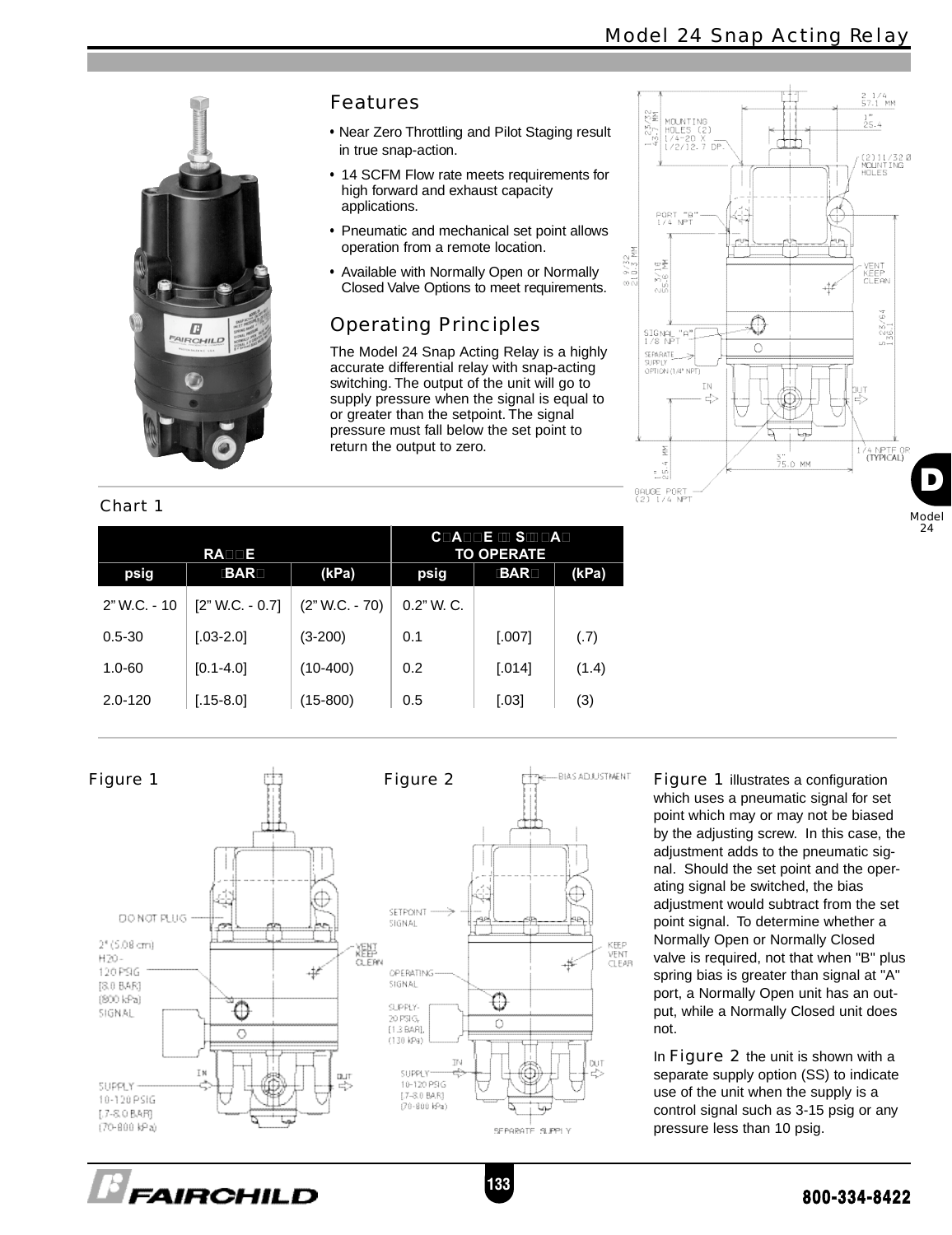# Model 24 Snap Acting Relay

## Features

- Near Zero Throttling and Pilot Staging result in true snap-action.
- 14 SCFM Flow rate meets requirements for high forward and exhaust capacity applications.
- Pneumatic and mechanical set point allows operation from a remote location.
- Available with Normally Open or Normally Closed Valve Options to meet requirements.

## Operating Principles

The Model 24 Snap Acting Relay is a highly accurate differential relay with snap-acting switching. The output of the unit will go to supply pressure when the signal is equal to or greater than the setpoint. The signal pressure must fall below the set point to return the output to zero.

Chart 1

| RANGE | | | CHANGE IN SIGNAL TO OPERATE | | |
|---|---|---|---|---|---|
| psig | [BAR] | (kPa) | psig | [BAR] | (kPa) |
| 2" W.C. - 10 | [2" W.C. - 0.7] | (2" W.C. - 70) | 0.2" W. C. | | |
| 0.5-30 | [.03-2.0] | (3-200) | 0.1 | [.007] | (.7) |
| 1.0-60 | [0.1-4.0] | (10-400) | 0.2 | [.014] | (1.4) |
| 2.0-120 | [.15-8.0] | (15-800) | 0.5 | [.03] | (3) |

Figure 1

Figure 2

Figure 1 illustrates a configuration which uses a pneumatic signal for set point which may or may not be biased by the adjusting screw. In this case, the adjustment adds to the pneumatic signal. Should the set point and the operating signal be switched, the bias adjustment would subtract from the set point signal. To determine whether a Normally Open or Normally Closed valve is required, not that when "B" plus spring bias is greater than signal at "A" port, a Normally Open unit has an output, while a Normally Closed unit does not.

In Figure 2 the unit is shown with a separate supply option (SS) to indicate use of the unit when the supply is a control signal such as 3-15 psig or any pressure less than 10 psig.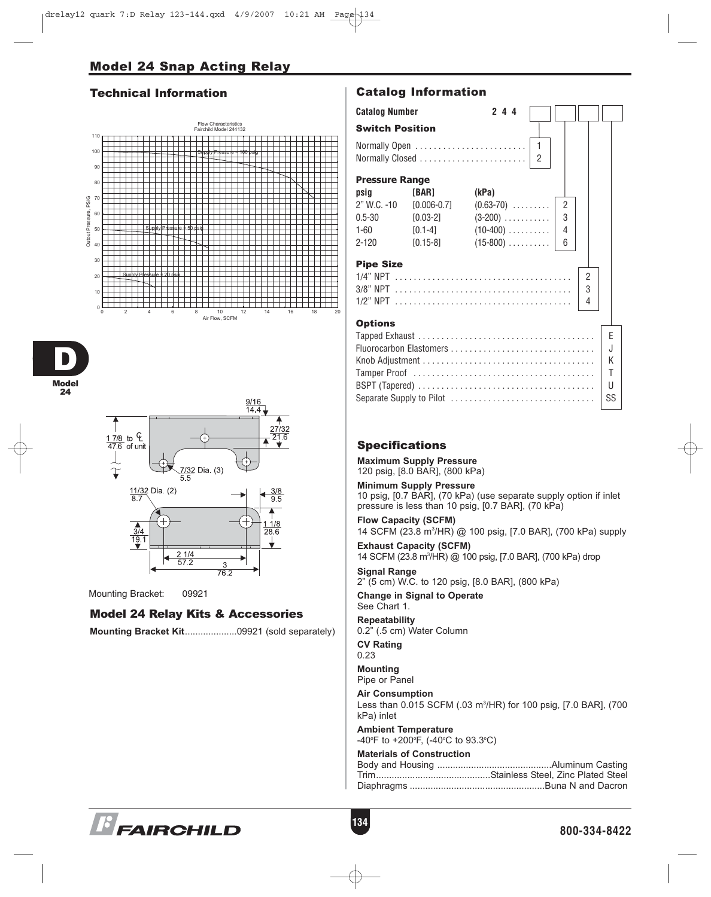# Model 24 Snap Acting Relay

## Technical Information

Flow Characteristics
Fairchild Model 244132

Supply Pressure = 100 psig
Supply Pressure = 50 psig
Supply Pressure = 20 psig

Output Pressure, PSIG
Air Flow, SCFM

0 2 4 6 8 10 12 14 16 18 20
0 10 20 30 40 50 60 70 80 90 100 110

D
Model 24

9/16
14.4
27/32
21.6
1 7/8 to ℄
47.6 of unit
7/32 Dia. (3)
5.5
11/32 Dia. (2)
8.7
3/8
9.5
1 1/8
28.6
3/4
19.1
2 1/4
57.2
3
76.2

Mounting Bracket: 09921

## Model 24 Relay Kits & Accessories

**Mounting Bracket Kit**....................09921 (sold separately)

## Catalog Information

**Catalog Number** 2 4 4 ☐ ☐ ☐ ☐

### Switch Position

| | |
|---|---|
| Normally Open | 1 |
| Normally Closed | 2 |

### Pressure Range

| psig | [BAR] | (kPa) | |
|---|---|---|---|
| 2" W.C. -10 | [0.006-0.7] | (0.63-70) | 2 |
| 0.5-30 | [0.03-2] | (3-200) | 3 |
| 1-60 | [0.1-4] | (10-400) | 4 |
| 2-120 | [0.15-8] | (15-800) | 6 |

### Pipe Size

| | |
|---|---|
| 1/4" NPT | 2 |
| 3/8" NPT | 3 |
| 1/2" NPT | 4 |

### Options

| | |
|---|---|
| Tapped Exhaust | E |
| Fluorocarbon Elastomers | J |
| Knob Adjustment | K |
| Tamper Proof | T |
| BSPT (Tapered) | U |
| Separate Supply to Pilot | SS |

## Specifications

**Maximum Supply Pressure**
120 psig, [8.0 BAR], (800 kPa)

**Minimum Supply Pressure**
10 psig, [0.7 BAR], (70 kPa) (use separate supply option if inlet pressure is less than 10 psig, [0.7 BAR], (70 kPa)

**Flow Capacity (SCFM)**
14 SCFM (23.8 $m^3$/HR) @ 100 psig, [7.0 BAR], (700 kPa) supply

**Exhaust Capacity (SCFM)**
14 SCFM (23.8 $m^3$/HR) @ 100 psig, [7.0 BAR], (700 kPa) drop

**Signal Range**
2" (5 cm) W.C. to 120 psig, [8.0 BAR], (800 kPa)

**Change in Signal to Operate**
See Chart 1.

**Repeatability**
0.2" (.5 cm) Water Column

**CV Rating**
0.23

**Mounting**
Pipe or Panel

**Air Consumption**
Less than 0.015 SCFM (.03 $m^3$/HR) for 100 psig, [7.0 BAR], (700 kPa) inlet

**Ambient Temperature**
-40°F to +200°F, (-40°C to 93.3°C)

**Materials of Construction**
Body and Housing ............................................Aluminum Casting
Trim............................................Stainless Steel, Zinc Plated Steel
Diaphragms ...................................................Buna N and Dacron

FAIRCHILD

800-334-8422